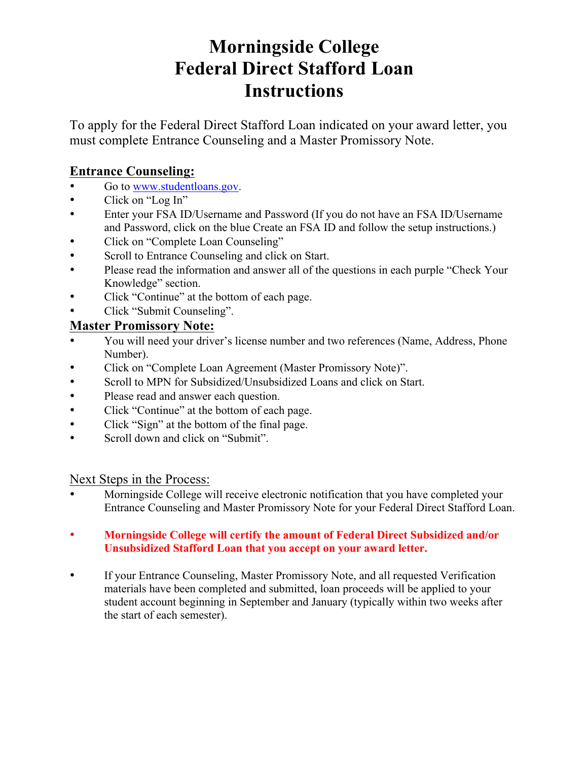# Morningside College
# Federal Direct Stafford Loan
# Instructions

To apply for the Federal Direct Stafford Loan indicated on your award letter, you must complete Entrance Counseling and a Master Promissory Note.

## Entrance Counseling:

- Go to www.studentloans.gov.
- Click on "Log In"
- Enter your FSA ID/Username and Password (If you do not have an FSA ID/Username and Password, click on the blue Create an FSA ID and follow the setup instructions.)
- Click on "Complete Loan Counseling"
- Scroll to Entrance Counseling and click on Start.
- Please read the information and answer all of the questions in each purple "Check Your Knowledge" section.
- Click "Continue" at the bottom of each page.
- Click "Submit Counseling".

## Master Promissory Note:

- You will need your driver's license number and two references (Name, Address, Phone Number).
- Click on "Complete Loan Agreement (Master Promissory Note)".
- Scroll to MPN for Subsidized/Unsubsidized Loans and click on Start.
- Please read and answer each question.
- Click "Continue" at the bottom of each page.
- Click "Sign" at the bottom of the final page.
- Scroll down and click on "Submit".

## Next Steps in the Process:

- Morningside College will receive electronic notification that you have completed your Entrance Counseling and Master Promissory Note for your Federal Direct Stafford Loan.
- **Morningside College will certify the amount of Federal Direct Subsidized and/or Unsubsidized Stafford Loan that you accept on your award letter.**
- If your Entrance Counseling, Master Promissory Note, and all requested Verification materials have been completed and submitted, loan proceeds will be applied to your student account beginning in September and January (typically within two weeks after the start of each semester).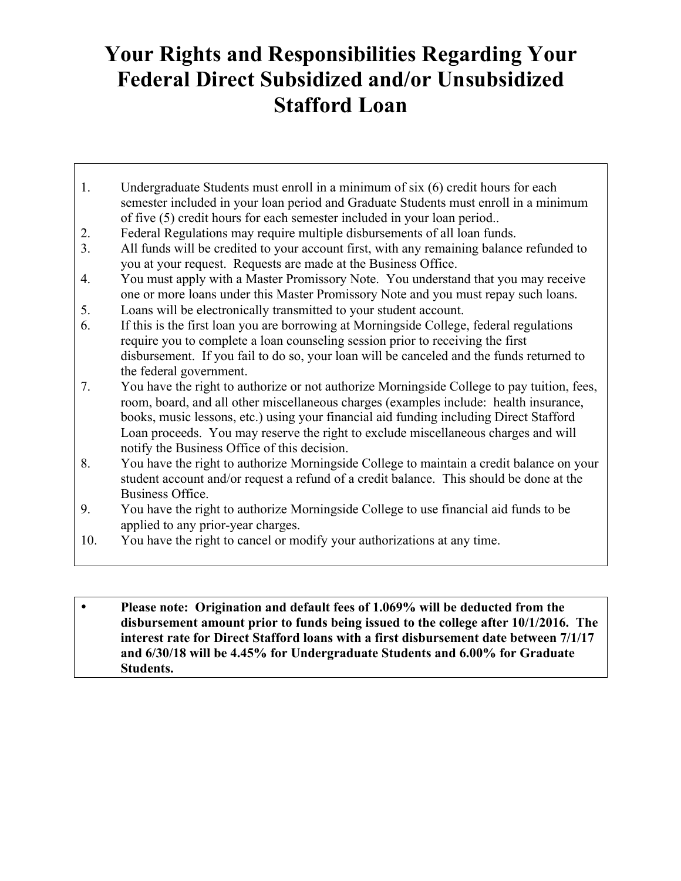# Your Rights and Responsibilities Regarding Your Federal Direct Subsidized and/or Unsubsidized Stafford Loan

1. Undergraduate Students must enroll in a minimum of six (6) credit hours for each semester included in your loan period and Graduate Students must enroll in a minimum of five (5) credit hours for each semester included in your loan period..
2. Federal Regulations may require multiple disbursements of all loan funds.
3. All funds will be credited to your account first, with any remaining balance refunded to you at your request. Requests are made at the Business Office.
4. You must apply with a Master Promissory Note. You understand that you may receive one or more loans under this Master Promissory Note and you must repay such loans.
5. Loans will be electronically transmitted to your student account.
6. If this is the first loan you are borrowing at Morningside College, federal regulations require you to complete a loan counseling session prior to receiving the first disbursement. If you fail to do so, your loan will be canceled and the funds returned to the federal government.
7. You have the right to authorize or not authorize Morningside College to pay tuition, fees, room, board, and all other miscellaneous charges (examples include: health insurance, books, music lessons, etc.) using your financial aid funding including Direct Stafford Loan proceeds. You may reserve the right to exclude miscellaneous charges and will notify the Business Office of this decision.
8. You have the right to authorize Morningside College to maintain a credit balance on your student account and/or request a refund of a credit balance. This should be done at the Business Office.
9. You have the right to authorize Morningside College to use financial aid funds to be applied to any prior-year charges.
10. You have the right to cancel or modify your authorizations at any time.

- **Please note: Origination and default fees of 1.069% will be deducted from the disbursement amount prior to funds being issued to the college after 10/1/2016. The interest rate for Direct Stafford loans with a first disbursement date between 7/1/17 and 6/30/18 will be 4.45% for Undergraduate Students and 6.00% for Graduate Students.**